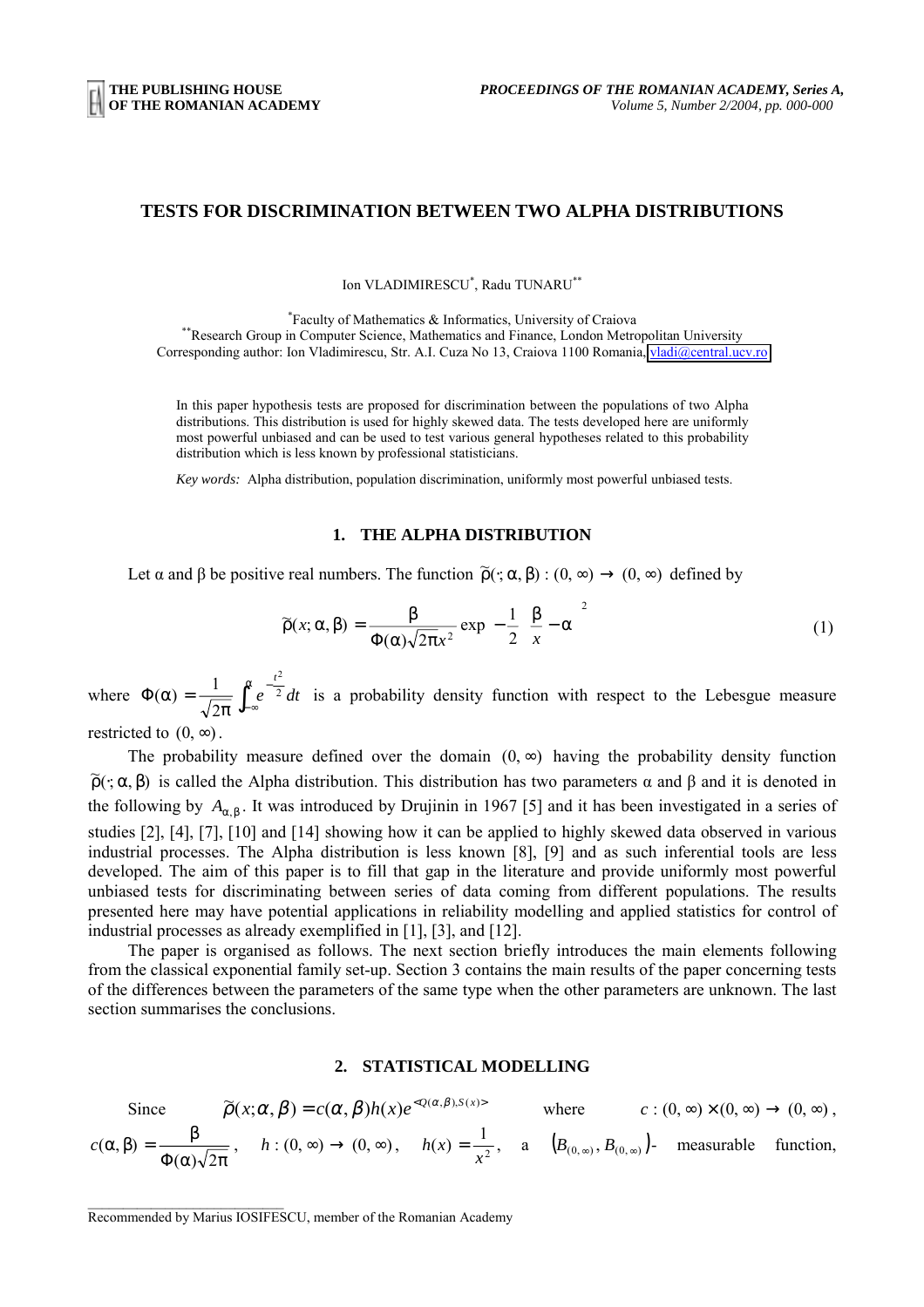# TESTS FOR DISCRIMINATION BETWEEN TWO ALPHA DISTRIBUTIONS

Ion VLADIMIRESCU[*], Radu TUNARU[**]

[*]Faculty of Mathematics & Informatics, University of Craiova
[**]Research Group in Computer Science, Mathematics and Finance, London Metropolitan University
Corresponding author: Ion Vladimirescu, Str. A.I. Cuza No 13, Craiova 1100 Romania, vladi@central.ucv.ro

In this paper hypothesis tests are proposed for discrimination between the populations of two Alpha distributions. This distribution is used for highly skewed data. The tests developed here are uniformly most powerful unbiased and can be used to test various general hypotheses related to this probability distribution which is less known by professional statisticians.

*Key words:* Alpha distribution, population discrimination, uniformly most powerful unbiased tests.

## 1. THE ALPHA DISTRIBUTION

Let α and β be positive real numbers. The function $\tilde{\rho}(\cdot;\alpha,\beta):(0,\infty)\to(0,\infty)$ defined by

$$\tilde{\rho}(x;\alpha,\beta)=\frac{\beta}{\Phi(\alpha)\sqrt{2\pi}x^{2}}\exp\left(-\frac{1}{2}\left(\frac{\beta}{x}-\alpha\right)^{2}\right) \tag{1}$$

where $\Phi(\alpha)=\frac{1}{\sqrt{2\pi}}\int_{-\infty}^{\alpha}e^{-\frac{t^{2}}{2}}dt$ is a probability density function with respect to the Lebesgue measure restricted to $(0,\infty)$.

The probability measure defined over the domain $(0,\infty)$ having the probability density function $\tilde{\rho}(\cdot;\alpha,\beta)$ is called the Alpha distribution. This distribution has two parameters α and β and it is denoted in the following by $A_{\alpha,\beta}$. It was introduced by Drujinin in 1967 [5] and it has been investigated in a series of studies [2], [4], [7], [10] and [14] showing how it can be applied to highly skewed data observed in various industrial processes. The Alpha distribution is less known [8], [9] and as such inferential tools are less developed. The aim of this paper is to fill that gap in the literature and provide uniformly most powerful unbiased tests for discriminating between series of data coming from different populations. The results presented here may have potential applications in reliability modelling and applied statistics for control of industrial processes as already exemplified in [1], [3], and [12].

The paper is organised as follows. The next section briefly introduces the main elements following from the classical exponential family set-up. Section 3 contains the main results of the paper concerning tests of the differences between the parameters of the same type when the other parameters are unknown. The last section summarises the conclusions.

## 2. STATISTICAL MODELLING

Since $\tilde{\rho}(x;\alpha,\beta)=c(\alpha,\beta)h(x)e^{\langle Q(\alpha,\beta),S(x)\rangle}$ where $c:(0,\infty)\times(0,\infty)\to(0,\infty)$, $c(\alpha,\beta)=\frac{\beta}{\Phi(\alpha)\sqrt{2\pi}}$, $h:(0,\infty)\to(0,\infty)$, $h(x)=\frac{1}{x^{2}}$, a $\left(B_{(0,\infty)},B_{(0,\infty)}\right)$- measurable function,

Recommended by Marius IOSIFESCU, member of the Romanian Academy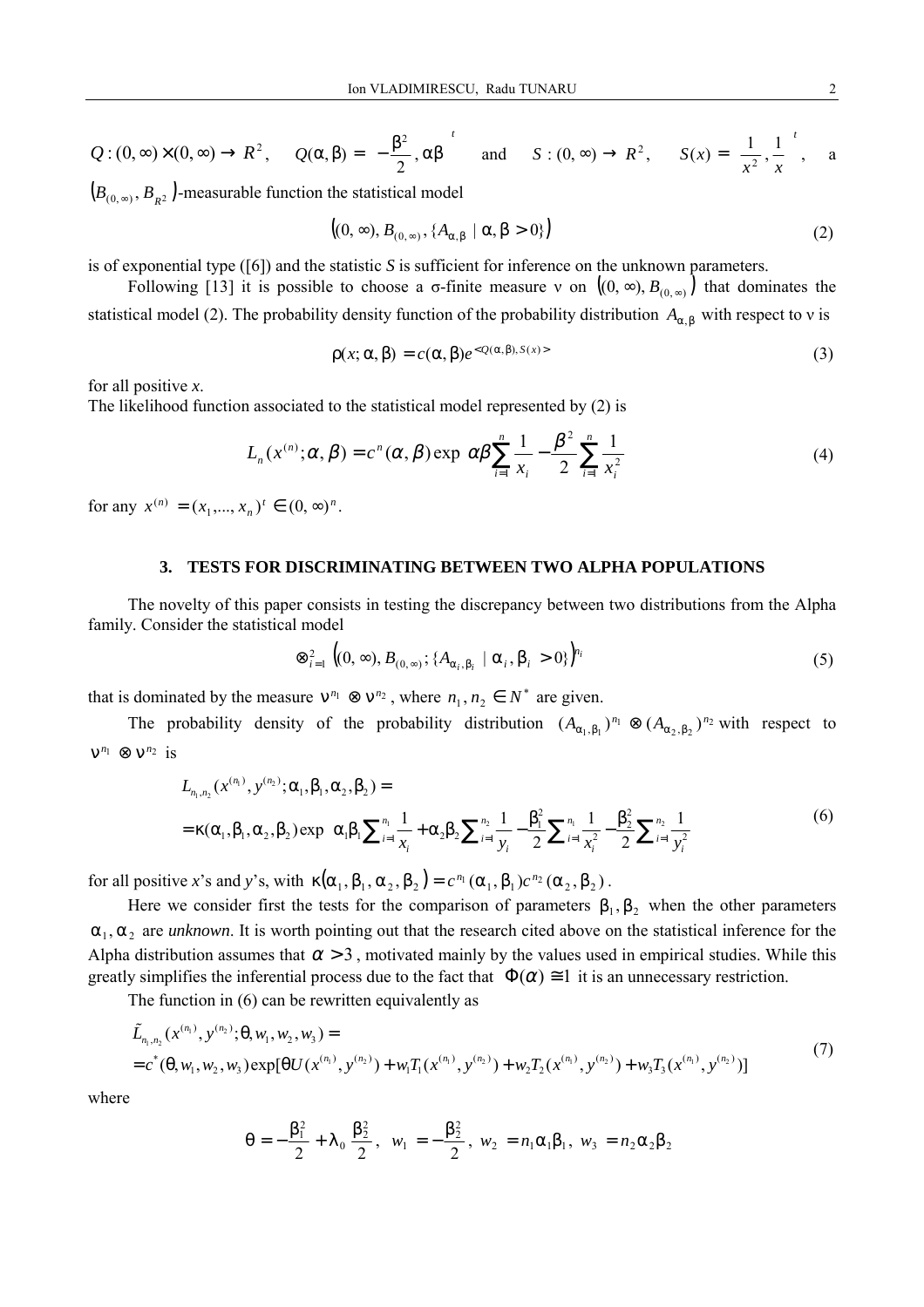$Q:(0,\infty)\times(0,\infty)\to R^2$, $\quad Q(\alpha,\beta)=\left(-\frac{\beta^2}{2},\alpha\beta\right)^t$ and $S:(0,\infty)\to R^2$, $\quad S(x)=\left(\frac{1}{x^2},\frac{1}{x}\right)^t$, a $\left(B_{(0,\infty)},B_{R^2}\right)$-measurable function the statistical model

$$\left((0,\infty),B_{(0,\infty)},\{A_{\alpha,\beta}\mid \alpha,\beta>0\}\right) \tag{2}$$

is of exponential type ([6]) and the statistic *S* is sufficient for inference on the unknown parameters.

Following [13] it is possible to choose a σ-finite measure ν on $\left((0,\infty),B_{(0,\infty)}\right)$ that dominates the statistical model (2). The probability density function of the probability distribution $A_{\alpha,\beta}$ with respect to ν is

$$\rho(x;\alpha,\beta)=c(\alpha,\beta)e^{<Q(\alpha,\beta),S(x)>} \tag{3}$$

for all positive *x*.
The likelihood function associated to the statistical model represented by (2) is

$$L_n(x^{(n)};\alpha,\beta)=c^n(\alpha,\beta)\exp\left(\alpha\beta\sum_{i=1}^{n}\frac{1}{x_i}-\frac{\beta^2}{2}\sum_{i=1}^{n}\frac{1}{x_i^2}\right) \tag{4}$$

for any $x^{(n)}=(x_1,...,x_n)^t\in(0,\infty)^n$.

## 3. TESTS FOR DISCRIMINATING BETWEEN TWO ALPHA POPULATIONS

The novelty of this paper consists in testing the discrepancy between two distributions from the Alpha family. Consider the statistical model

$$\otimes_{i=1}^{2}\left((0,\infty),B_{(0,\infty)};\{A_{\alpha_i,\beta_i}\mid \alpha_i,\beta_i>0\}\right)^{n_i} \tag{5}$$

that is dominated by the measure $\nu^{n_1}\otimes\nu^{n_2}$, where $n_1,n_2\in N^*$ are given.

The probability density of the probability distribution $(A_{\alpha_1,\beta_1})^{n_1}\otimes(A_{\alpha_2,\beta_2})^{n_2}$ with respect to $\nu^{n_1}\otimes\nu^{n_2}$ is

$$\begin{aligned} &L_{n_1,n_2}(x^{(n_1)},y^{(n_2)};\alpha_1,\beta_1,\alpha_2,\beta_2)=\\ &=\kappa(\alpha_1,\beta_1,\alpha_2,\beta_2)\exp\left(\alpha_1\beta_1\sum_{i=1}^{n_1}\frac{1}{x_i}+\alpha_2\beta_2\sum_{i=1}^{n_2}\frac{1}{y_i}-\frac{\beta_1^2}{2}\sum_{i=1}^{n_1}\frac{1}{x_i^2}-\frac{\beta_2^2}{2}\sum_{i=1}^{n_2}\frac{1}{y_i^2}\right)\end{aligned} \tag{6}$$

for all positive *x*'s and *y*'s, with $\kappa\left(\alpha_1,\beta_1,\alpha_2,\beta_2\right)=c^{n_1}(\alpha_1,\beta_1)c^{n_2}(\alpha_2,\beta_2)$.

Here we consider first the tests for the comparison of parameters $\beta_1,\beta_2$ when the other parameters $\alpha_1,\alpha_2$ are *unknown*. It is worth pointing out that the research cited above on the statistical inference for the Alpha distribution assumes that $\alpha>3$, motivated mainly by the values used in empirical studies. While this greatly simplifies the inferential process due to the fact that $\Phi(\alpha)\cong 1$ it is an unnecessary restriction.

The function in (6) can be rewritten equivalently as

$$\begin{aligned} &\tilde{L}_{n_1,n_2}(x^{(n_1)},y^{(n_2)};\theta,w_1,w_2,w_3)=\\ &=c^*(\theta,w_1,w_2,w_3)\exp[\theta U(x^{(n_1)},y^{(n_2)})+w_1T_1(x^{(n_1)},y^{(n_2)})+w_2T_2(x^{(n_1)},y^{(n_2)})+w_3T_3(x^{(n_1)},y^{(n_2)})]\end{aligned} \tag{7}$$

where

$$\theta=-\frac{\beta_1^2}{2}+\lambda_0\frac{\beta_2^2}{2},\ \ w_1=-\frac{\beta_2^2}{2},\ \ w_2=n_1\alpha_1\beta_1,\ \ w_3=n_2\alpha_2\beta_2$$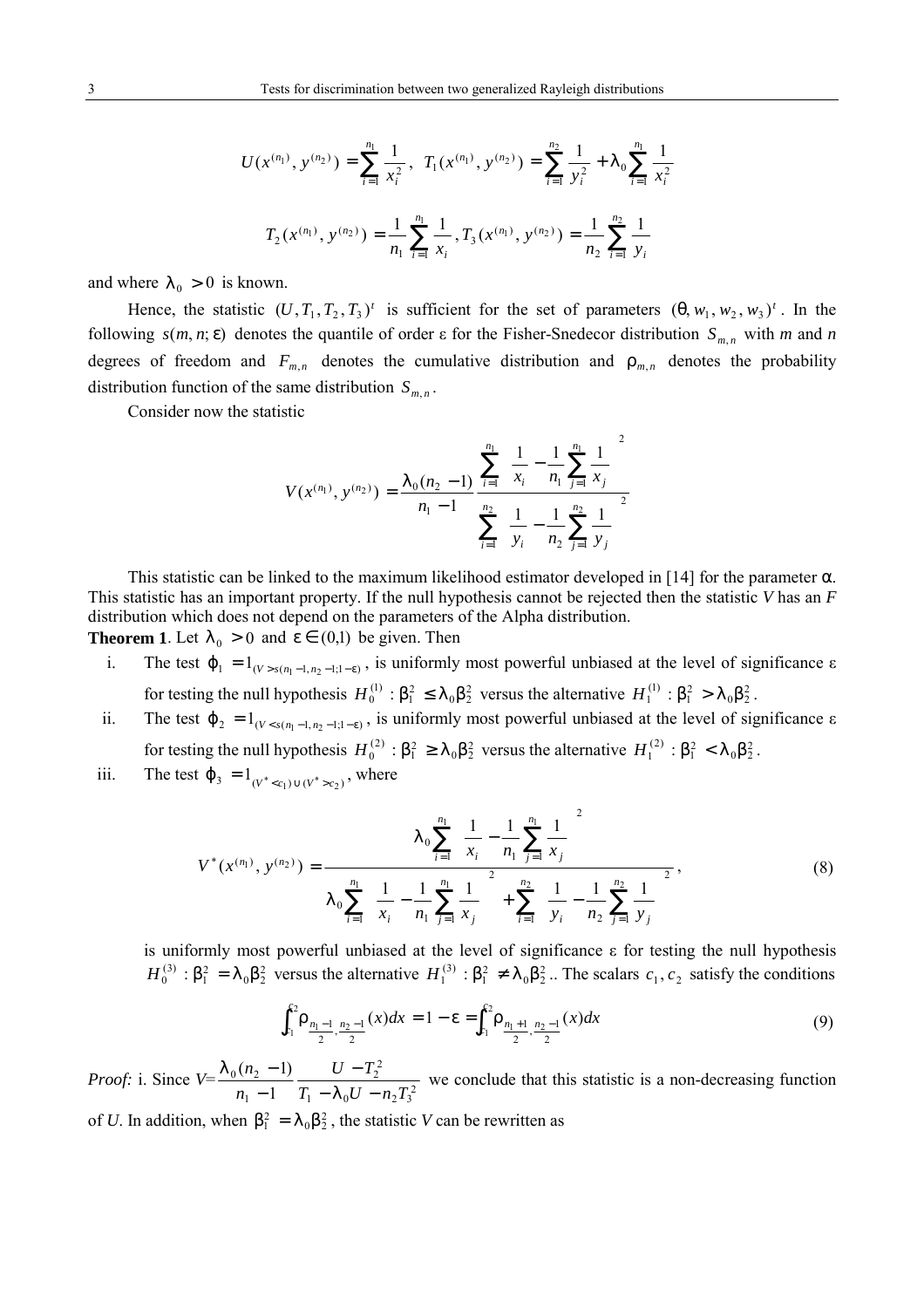$$U(x^{(n_1)}, y^{(n_2)}) = \sum_{i=1}^{n_1} \frac{1}{x_i^2}, \quad T_1(x^{(n_1)}, y^{(n_2)}) = \sum_{i=1}^{n_2} \frac{1}{y_i^2} + \lambda_0 \sum_{i=1}^{n_1} \frac{1}{x_i^2}$$

$$T_2(x^{(n_1)}, y^{(n_2)}) = \frac{1}{n_1} \sum_{i=1}^{n_1} \frac{1}{x_i}, \quad T_3(x^{(n_1)}, y^{(n_2)}) = \frac{1}{n_2} \sum_{i=1}^{n_2} \frac{1}{y_i}$$

and where $\lambda_0 > 0$ is known.

Hence, the statistic $(U, T_1, T_2, T_3)^t$ is sufficient for the set of parameters $(\theta, w_1, w_2, w_3)^t$. In the following $s(m, n; \varepsilon)$ denotes the quantile of order $\varepsilon$ for the Fisher-Snedecor distribution $S_{m,n}$ with $m$ and $n$ degrees of freedom and $F_{m,n}$ denotes the cumulative distribution and $\rho_{m,n}$ denotes the probability distribution function of the same distribution $S_{m,n}$.

Consider now the statistic

$$V(x^{(n_1)}, y^{(n_2)}) = \frac{\lambda_0(n_2 - 1)}{n_1 - 1} \frac{\sum_{i=1}^{n_1} \left( \frac{1}{x_i} - \frac{1}{n_1} \sum_{j=1}^{n_1} \frac{1}{x_j} \right)^2}{\sum_{i=1}^{n_2} \left( \frac{1}{y_i} - \frac{1}{n_2} \sum_{j=1}^{n_2} \frac{1}{y_j} \right)^2}$$

This statistic can be linked to the maximum likelihood estimator developed in [14] for the parameter $\alpha$. This statistic has an important property. If the null hypothesis cannot be rejected then the statistic $V$ has an $F$ distribution which does not depend on the parameters of the Alpha distribution.

**Theorem 1**. Let $\lambda_0 > 0$ and $\varepsilon \in (0,1)$ be given. Then

i. The test $\varphi_1 = 1_{(V > s(n_1 - 1, n_2 - 1; 1 - \varepsilon))}$, is uniformly most powerful unbiased at the level of significance $\varepsilon$ for testing the null hypothesis $H_0^{(1)} : \beta_1^2 \le \lambda_0 \beta_2^2$ versus the alternative $H_1^{(1)} : \beta_1^2 > \lambda_0 \beta_2^2$.

ii. The test $\varphi_2 = 1_{(V < s(n_1 - 1, n_2 - 1; 1 - \varepsilon))}$, is uniformly most powerful unbiased at the level of significance $\varepsilon$ for testing the null hypothesis $H_0^{(2)} : \beta_1^2 \ge \lambda_0 \beta_2^2$ versus the alternative $H_1^{(2)} : \beta_1^2 < \lambda_0 \beta_2^2$.

iii. The test $\varphi_3 = 1_{(V^* < c_1) \cup (V^* > c_2)}$, where

$$V^*(x^{(n_1)}, y^{(n_2)}) = \frac{\lambda_0 \sum_{i=1}^{n_1} \left( \frac{1}{x_i} - \frac{1}{n_1} \sum_{j=1}^{n_1} \frac{1}{x_j} \right)^2}{\lambda_0 \sum_{i=1}^{n_1} \left( \frac{1}{x_i} - \frac{1}{n_1} \sum_{j=1}^{n_1} \frac{1}{x_j} \right)^2 + \sum_{i=1}^{n_2} \left( \frac{1}{y_i} - \frac{1}{n_2} \sum_{j=1}^{n_2} \frac{1}{y_j} \right)^2}, \tag{8}$$

is uniformly most powerful unbiased at the level of significance $\varepsilon$ for testing the null hypothesis $H_0^{(3)} : \beta_1^2 = \lambda_0 \beta_2^2$ versus the alternative $H_1^{(3)} : \beta_1^2 \ne \lambda_0 \beta_2^2$.. The scalars $c_1, c_2$ satisfy the conditions

$$\int_{c_1}^{c_2} \rho_{\frac{n_1-1}{2}, \frac{n_2-1}{2}}(x)dx = 1 - \varepsilon = \int_{c_1}^{c_2} \rho_{\frac{n_1+1}{2}, \frac{n_2-1}{2}}(x)dx \tag{9}$$

*Proof:* i. Since $V = \frac{\lambda_0(n_2 - 1)}{n_1 - 1} \frac{U - T_2^2}{T_1 - \lambda_0 U - n_2 T_3^2}$ we conclude that this statistic is a non-decreasing function of $U$. In addition, when $\beta_1^2 = \lambda_0 \beta_2^2$, the statistic $V$ can be rewritten as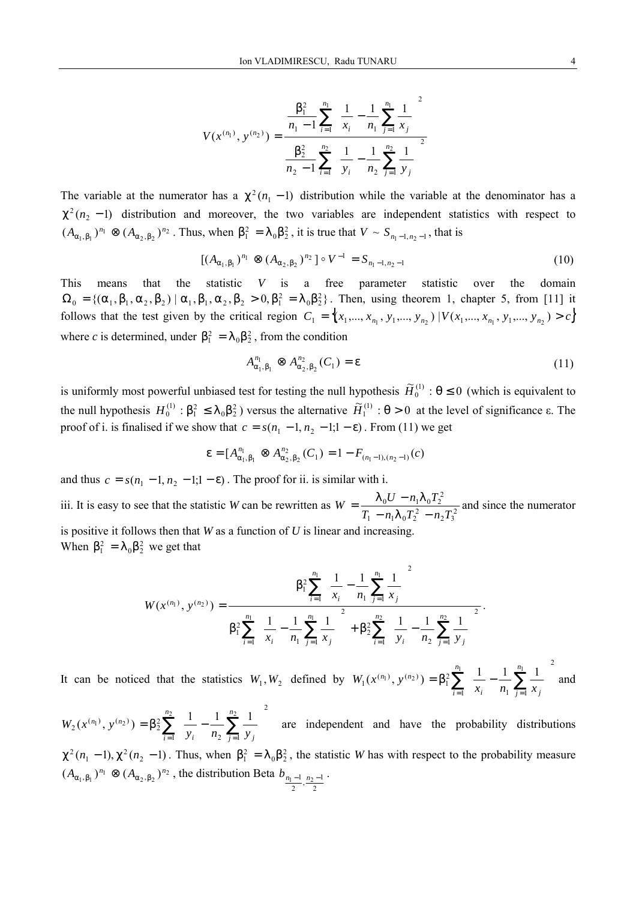$$V(x^{(n_1)}, y^{(n_2)}) = \frac{\dfrac{\beta_1^2}{n_1 - 1}\displaystyle\sum_{i=1}^{n_1}\left(\frac{1}{x_i} - \frac{1}{n_1}\sum_{j=1}^{n_1}\frac{1}{x_j}\right)^2}{\dfrac{\beta_2^2}{n_2 - 1}\displaystyle\sum_{i=1}^{n_2}\left(\frac{1}{y_i} - \frac{1}{n_2}\sum_{j=1}^{n_2}\frac{1}{y_j}\right)^2}$$

The variable at the numerator has a $\chi^2(n_1 - 1)$ distribution while the variable at the denominator has a $\chi^2(n_2 - 1)$ distribution and moreover, the two variables are independent statistics with respect to $(A_{\alpha_1,\beta_1})^{n_1} \otimes (A_{\alpha_2,\beta_2})^{n_2}$. Thus, when $\beta_1^2 = \lambda_0 \beta_2^2$, it is true that $V \sim S_{n_1-1,n_2-1}$, that is

$$[(A_{\alpha_1,\beta_1})^{n_1} \otimes (A_{\alpha_2,\beta_2})^{n_2}] \circ V^{-1} = S_{n_1-1,n_2-1} \tag{10}$$

This means that the statistic $V$ is a free parameter statistic over the domain $\Omega_0 = \{(\alpha_1, \beta_1, \alpha_2, \beta_2) \mid \alpha_1, \beta_1, \alpha_2, \beta_2 > 0, \beta_1^2 = \lambda_0 \beta_2^2\}$. Then, using theorem 1, chapter 5, from [11] it follows that the test given by the critical region $C_1 = \{x_1,..., x_{n_1}, y_1,..., y_{n_2} \mid V(x_1,..., x_{n_1}, y_1,..., y_{n_2}) > c\}$ where $c$ is determined, under $\beta_1^2 = \lambda_0 \beta_2^2$, from the condition

$$A_{\alpha_1,\beta_1}^{n_1} \otimes A_{\alpha_2,\beta_2}^{n_2}(C_1) = \varepsilon \tag{11}$$

is uniformly most powerful unbiased test for testing the null hypothesis $\widetilde{H}_0^{(1)} : \theta \le 0$ (which is equivalent to the null hypothesis $H_0^{(1)} : \beta_1^2 \le \lambda_0 \beta_2^2$) versus the alternative $\widetilde{H}_1^{(1)} : \theta > 0$ at the level of significance $\varepsilon$. The proof of i. is finalised if we show that $c = s(n_1 - 1, n_2 - 1; 1 - \varepsilon)$. From (11) we get

$$\varepsilon = [A_{\alpha_1,\beta_1}^{n_1} \otimes A_{\alpha_2,\beta_2}^{n_2}(C_1) = 1 - F_{(n_1-1),(n_2-1)}(c)$$

and thus $c = s(n_1 - 1, n_2 - 1; 1 - \varepsilon)$. The proof for ii. is similar with i.

iii. It is easy to see that the statistic $W$ can be rewritten as $W = \dfrac{\lambda_0 U - n_1 \lambda_0 T_2^2}{T_1 - n_1 \lambda_0 T_2^2 - n_2 T_3^2}$ and since the numerator is positive it follows then that $W$ as a function of $U$ is linear and increasing.

When $\beta_1^2 = \lambda_0 \beta_2^2$ we get that

$$W(x^{(n_1)}, y^{(n_2)}) = \frac{\beta_1^2 \displaystyle\sum_{i=1}^{n_1}\left(\frac{1}{x_i} - \frac{1}{n_1}\sum_{j=1}^{n_1}\frac{1}{x_j}\right)^2}{\beta_1^2 \displaystyle\sum_{i=1}^{n_1}\left(\frac{1}{x_i} - \frac{1}{n_1}\sum_{j=1}^{n_1}\frac{1}{x_j}\right)^2 + \beta_2^2 \sum_{i=1}^{n_2}\left(\frac{1}{y_i} - \frac{1}{n_2}\sum_{j=1}^{n_2}\frac{1}{y_j}\right)^2}.$$

It can be noticed that the statistics $W_1, W_2$ defined by $W_1(x^{(n_1)}, y^{(n_2)}) = \beta_1^2 \sum_{i=1}^{n_1}\left(\frac{1}{x_i} - \frac{1}{n_1}\sum_{j=1}^{n_1}\frac{1}{x_j}\right)^2$ and $W_2(x^{(n_1)}, y^{(n_2)}) = \beta_2^2 \sum_{i=1}^{n_2}\left(\frac{1}{y_i} - \frac{1}{n_2}\sum_{j=1}^{n_2}\frac{1}{y_j}\right)^2$ are independent and have the probability distributions $\chi^2(n_1 - 1), \chi^2(n_2 - 1)$. Thus, when $\beta_1^2 = \lambda_0 \beta_2^2$, the statistic $W$ has with respect to the probability measure $(A_{\alpha_1,\beta_1})^{n_1} \otimes (A_{\alpha_2,\beta_2})^{n_2}$, the distribution Beta $b_{\frac{n_1-1}{2},\frac{n_2-1}{2}}$.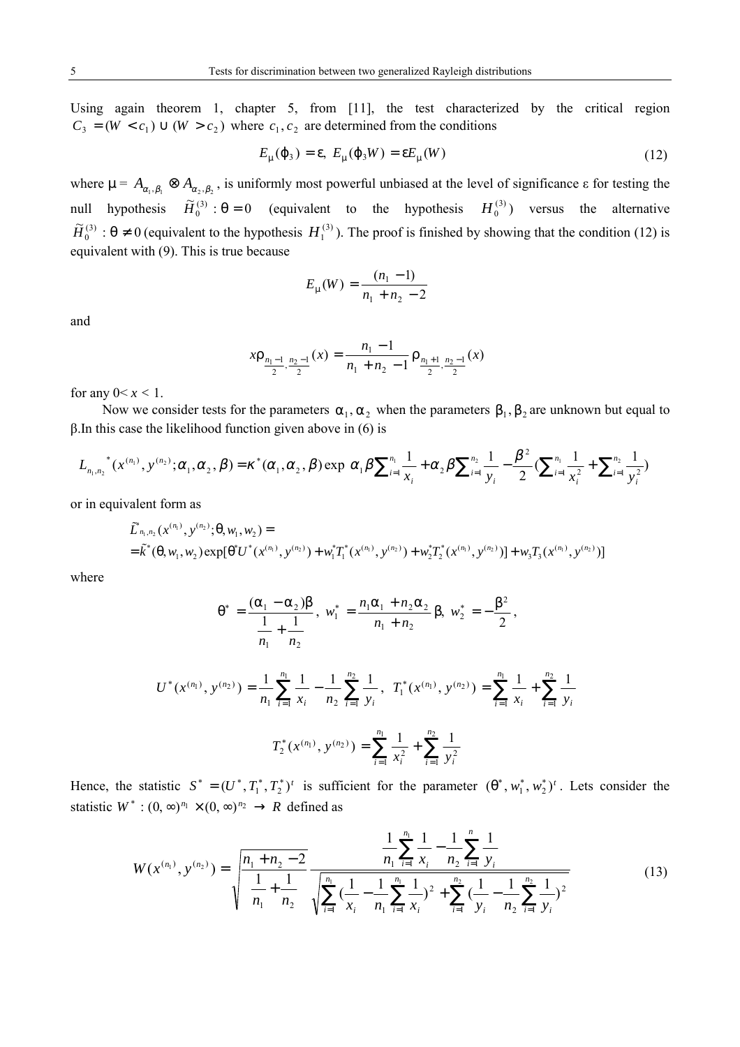Using again theorem 1, chapter 5, from [11], the test characterized by the critical region $C_3 = (W < c_1) \cup (W > c_2)$ where $c_1, c_2$ are determined from the conditions

$$E_\mu(\varphi_3) = \varepsilon,\ E_\mu(\varphi_3 W) = \varepsilon E_\mu(W) \tag{12}$$

where $\mu = A_{\alpha_1,\beta_1} \otimes A_{\alpha_2,\beta_2}$, is uniformly most powerful unbiased at the level of significance ε for testing the null hypothesis $\widetilde{H}_0^{(3)} : \theta = 0$ (equivalent to the hypothesis $H_0^{(3)}$) versus the alternative $\widetilde{H}_0^{(3)} : \theta \neq 0$ (equivalent to the hypothesis $H_1^{(3)}$). The proof is finished by showing that the condition (12) is equivalent with (9). This is true because

$$E_\mu(W) = \frac{(n_1 - 1)}{n_1 + n_2 - 2}$$

and

$$x\rho_{\frac{n_1-1}{2},\frac{n_2-1}{2}}(x) = \frac{n_1 - 1}{n_1 + n_2 - 1}\rho_{\frac{n_1+1}{2},\frac{n_2-1}{2}}(x)$$

for any $0 < x < 1$.

Now we consider tests for the parameters $\alpha_1, \alpha_2$ when the parameters $\beta_1, \beta_2$ are unknown but equal to β.In this case the likelihood function given above in (6) is

$$L_{n_1,n_2}{}^*(x^{(n_1)}, y^{(n_2)}; \alpha_1, \alpha_2, \beta) = \kappa^*(\alpha_1, \alpha_2, \beta)\exp\left(\alpha_1\beta\sum_{i=1}^{n_1}\frac{1}{x_i} + \alpha_2\beta\sum_{i=1}^{n_2}\frac{1}{y_i} - \frac{\beta^2}{2}\left(\sum_{i=1}^{n_1}\frac{1}{x_i^2} + \sum_{i=1}^{n_2}\frac{1}{y_i^2}\right)\right)$$

or in equivalent form as

$$\begin{aligned}&\widetilde{L}^*_{n_1,n_2}(x^{(n_1)}, y^{(n_2)}; \theta, w_1, w_2) = \\ &= \widetilde{k}^*(\theta, w_1, w_2)\exp[\theta^* U^*(x^{(n_1)}, y^{(n_2)}) + w_1^* T_1^*(x^{(n_1)}, y^{(n_2)}) + w_2^* T_2^*(x^{(n_1)}, y^{(n_2)})] + w_3 T_3(x^{(n_1)}, y^{(n_2)})]\end{aligned}$$

where

$$\theta^* = \frac{(\alpha_1 - \alpha_2)\beta}{\frac{1}{n_1} + \frac{1}{n_2}},\ w_1^* = \frac{n_1\alpha_1 + n_2\alpha_2}{n_1 + n_2}\beta,\ w_2^* = -\frac{\beta^2}{2},$$

$$U^*(x^{(n_1)}, y^{(n_2)}) = \frac{1}{n_1}\sum_{i=1}^{n_1}\frac{1}{x_i} - \frac{1}{n_2}\sum_{i=1}^{n_2}\frac{1}{y_i},\ \ T_1^*(x^{(n_1)}, y^{(n_2)}) = \sum_{i=1}^{n_1}\frac{1}{x_i} + \sum_{i=1}^{n_2}\frac{1}{y_i}$$

$$T_2^*(x^{(n_1)}, y^{(n_2)}) = \sum_{i=1}^{n_1}\frac{1}{x_i^2} + \sum_{i=1}^{n_2}\frac{1}{y_i^2}$$

Hence, the statistic $S^* = (U^*, T_1^*, T_2^*)^t$ is sufficient for the parameter $(\theta^*, w_1^*, w_2^*)^t$. Lets consider the statistic $W^* : (0,\infty)^{n_1} \times (0,\infty)^{n_2} \to R$ defined as

$$W(x^{(n_1)}, y^{(n_2)}) = \sqrt{\frac{n_1 + n_2 - 2}{\frac{1}{n_1} + \frac{1}{n_2}}}\ \frac{\frac{1}{n_1}\sum_{i=1}^{n_1}\frac{1}{x_i} - \frac{1}{n_2}\sum_{i=1}^{n}\frac{1}{y_i}}{\sqrt{\sum_{i=1}^{n_1}\left(\frac{1}{x_i} - \frac{1}{n_1}\sum_{i=1}^{n_1}\frac{1}{x_i}\right)^2 + \sum_{i=1}^{n_2}\left(\frac{1}{y_i} - \frac{1}{n_2}\sum_{i=1}^{n_2}\frac{1}{y_i}\right)^2}} \tag{13}$$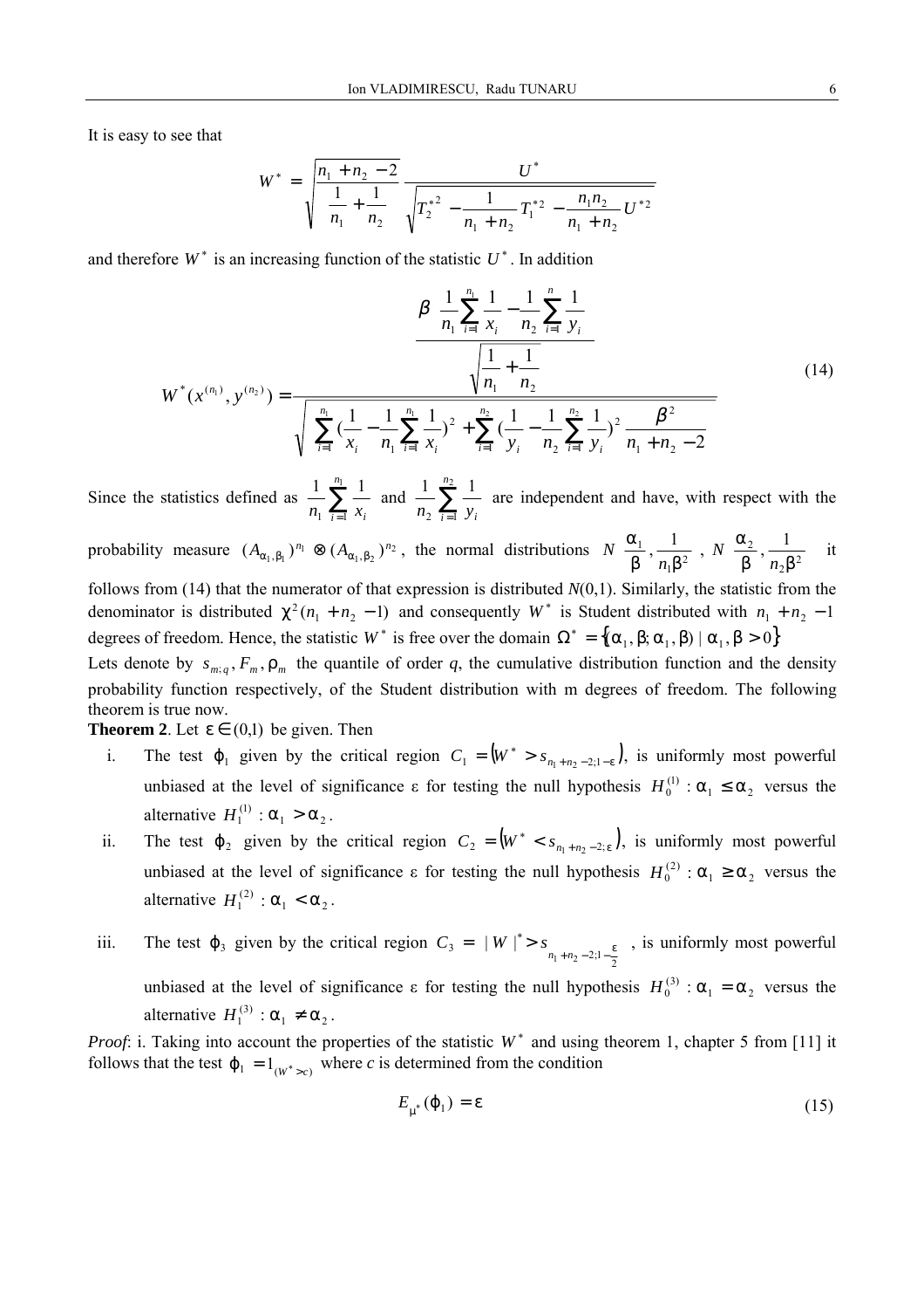It is easy to see that

$$W^* = \sqrt{\frac{n_1 + n_2 - 2}{\frac{1}{n_1} + \frac{1}{n_2}}} \frac{U^*}{\sqrt{T_2^{*2} - \frac{1}{n_1 + n_2} T_1^{*2} - \frac{n_1 n_2}{n_1 + n_2} U^{*2}}}$$

and therefore $W^*$ is an increasing function of the statistic $U^*$. In addition

$$W^*(x^{(n_1)}, y^{(n_2)}) = \frac{\dfrac{\beta\left(\dfrac{1}{n_1}\sum_{i=1}^{n_1}\dfrac{1}{x_i} - \dfrac{1}{n_2}\sum_{i=1}^{n}\dfrac{1}{y_i}\right)}{\sqrt{\dfrac{1}{n_1} + \dfrac{1}{n_2}}}}{\sqrt{\left(\sum_{i=1}^{n_1}\left(\dfrac{1}{x_i} - \dfrac{1}{n_1}\sum_{i=1}^{n_1}\dfrac{1}{x_i}\right)^2 + \sum_{i=1}^{n_2}\left(\dfrac{1}{y_i} - \dfrac{1}{n_2}\sum_{i=1}^{n_2}\dfrac{1}{y_i}\right)^2\right)\dfrac{\beta^2}{n_1 + n_2 - 2}}} \tag{14}$$

Since the statistics defined as $\frac{1}{n_1}\sum_{i=1}^{n_1}\frac{1}{x_i}$ and $\frac{1}{n_2}\sum_{i=1}^{n_2}\frac{1}{y_i}$ are independent and have, with respect with the probability measure $(A_{\alpha_1,\beta_1})^{n_1} \otimes (A_{\alpha_1,\beta_2})^{n_2}$, the normal distributions $N\left(\frac{\alpha_1}{\beta}, \frac{1}{n_1\beta^2}\right)$, $N\left(\frac{\alpha_2}{\beta}, \frac{1}{n_2\beta^2}\right)$ it follows from (14) that the numerator of that expression is distributed $N(0,1)$. Similarly, the statistic from the denominator is distributed $\chi^2(n_1 + n_2 - 1)$ and consequently $W^*$ is Student distributed with $n_1 + n_2 - 1$ degrees of freedom. Hence, the statistic $W^*$ is free over the domain $\Omega^* = \{(\alpha_1, \beta; \alpha_1, \beta) \mid \alpha_1, \beta > 0\}$

Lets denote by $s_{m;q}, F_m, \rho_m$ the quantile of order $q$, the cumulative distribution function and the density probability function respectively, of the Student distribution with m degrees of freedom. The following theorem is true now.

**Theorem 2**. Let $\varepsilon \in (0,1)$ be given. Then

i. The test $\varphi_1$ given by the critical region $C_1 = (W^* > s_{n_1+n_2-2;1-\varepsilon})$, is uniformly most powerful unbiased at the level of significance ε for testing the null hypothesis $H_0^{(1)}: \alpha_1 \le \alpha_2$ versus the alternative $H_1^{(1)}: \alpha_1 > \alpha_2$.

ii. The test $\varphi_2$ given by the critical region $C_2 = (W^* < s_{n_1+n_2-2;\varepsilon})$, is uniformly most powerful unbiased at the level of significance ε for testing the null hypothesis $H_0^{(2)}: \alpha_1 \ge \alpha_2$ versus the alternative $H_1^{(2)}: \alpha_1 < \alpha_2$.

iii. The test $\varphi_3$ given by the critical region $C_3 = \left(|W|^* > s_{n_1+n_2-2;1-\frac{\varepsilon}{2}}\right)$, is uniformly most powerful unbiased at the level of significance ε for testing the null hypothesis $H_0^{(3)}: \alpha_1 = \alpha_2$ versus the alternative $H_1^{(3)}: \alpha_1 \ne \alpha_2$.

*Proof*: i. Taking into account the properties of the statistic $W^*$ and using theorem 1, chapter 5 from [11] it follows that the test $\varphi_1 = 1_{(W^* > c)}$ where *c* is determined from the condition

$$E_{\mu^*}(\varphi_1) = \varepsilon \tag{15}$$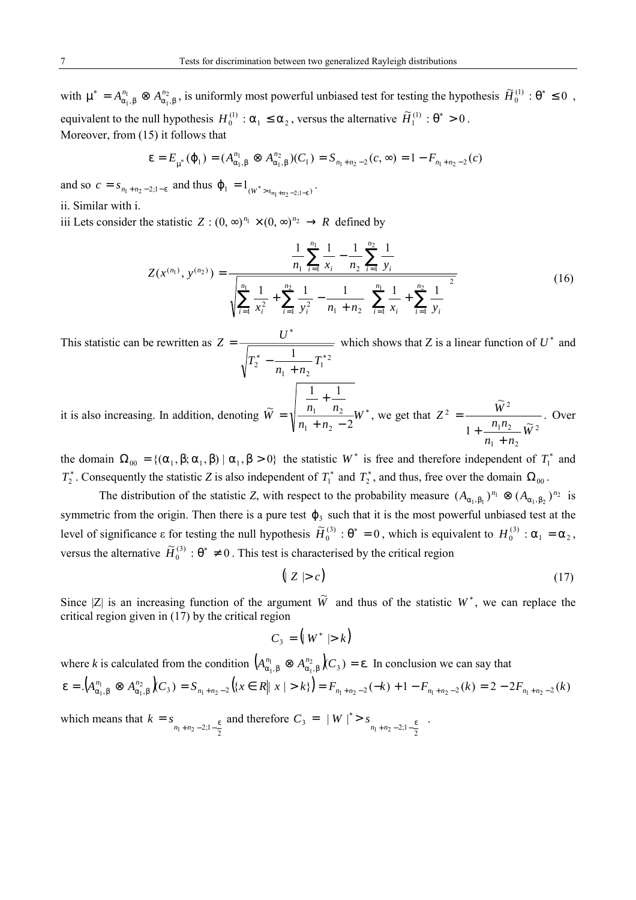with $\mu^* = A^{n_1}_{\alpha_1,\beta} \otimes A^{n_2}_{\alpha_1,\beta}$, is uniformly most powerful unbiased test for testing the hypothesis $\widetilde{H}^{(1)}_0 : \theta^* \le 0$ , equivalent to the null hypothesis $H^{(1)}_0 : \alpha_1 \le \alpha_2$, versus the alternative $\widetilde{H}^{(1)}_1 : \theta^* > 0$.
Moreover, from (15) it follows that

$$\varepsilon = E_{\mu^*}(\varphi_1) = (A^{n_1}_{\alpha_1,\beta} \otimes A^{n_2}_{\alpha_1,\beta})(C_1) = S_{n_1+n_2-2}(c,\infty) = 1 - F_{n_1+n_2-2}(c)$$

and so $c = s_{n_1+n_2-2;1-\varepsilon}$ and thus $\varphi_1 = 1_{(W^* > s_{n_1+n_2-2;1-\varepsilon})}$.

ii. Similar with i.

iii Lets consider the statistic $Z : (0,\infty)^{n_1} \times (0,\infty)^{n_2} \to R$ defined by

$$Z(x^{(n_1)}, y^{(n_2)}) = \frac{\dfrac{1}{n_1}\displaystyle\sum_{i=1}^{n_1}\frac{1}{x_i} - \frac{1}{n_2}\sum_{i=1}^{n_2}\frac{1}{y_i}}{\sqrt{\displaystyle\sum_{i=1}^{n_1}\frac{1}{x_i^2} + \sum_{i=1}^{n_2}\frac{1}{y_i^2} - \frac{1}{n_1+n_2}\left(\sum_{i=1}^{n_1}\frac{1}{x_i} + \sum_{i=1}^{n_2}\frac{1}{y_i}\right)^2}} \tag{16}$$

This statistic can be rewritten as $Z = \dfrac{U^*}{\sqrt{T_2^* - \dfrac{1}{n_1+n_2}T_1^{*2}}}$ which shows that Z is a linear function of $U^*$ and it is also increasing. In addition, denoting $\widetilde{W} = \sqrt{\dfrac{\frac{1}{n_1}+\frac{1}{n_2}}{n_1+n_2-2}}W^*$, we get that $Z^2 = \dfrac{\widetilde{W}^2}{1+\dfrac{n_1 n_2}{n_1+n_2}\widetilde{W}^2}$. Over the domain $\Omega_{00} = \{(\alpha_1,\beta;\alpha_1,\beta) \mid \alpha_1,\beta > 0\}$ the statistic $W^*$ is free and therefore independent of $T_1^*$ and $T_2^*$. Consequently the statistic *Z* is also independent of $T_1^*$ and $T_2^*$, and thus, free over the domain $\Omega_{00}$.

The distribution of the statistic *Z*, with respect to the probability measure $(A_{\alpha_1,\beta_1})^{n_1} \otimes (A_{\alpha_1,\beta_2})^{n_2}$ is symmetric from the origin. Then there is a pure test $\varphi_3$ such that it is the most powerful unbiased test at the level of significance ε for testing the null hypothesis $\widetilde{H}^{(3)}_0 : \theta^* = 0$, which is equivalent to $H^{(3)}_0 : \alpha_1 = \alpha_2$, versus the alternative $\widetilde{H}^{(3)}_0 : \theta^* \ne 0$. This test is characterised by the critical region

$$\left(|Z| > c\right) \tag{17}$$

Since |Z| is an increasing function of the argument $\widetilde{W}$ and thus of the statistic $W^*$, we can replace the critical region given in (17) by the critical region

$$C_3 = \left(|W^*| > k\right)$$

where *k* is calculated from the condition $\left(A^{n_1}_{\alpha_1,\beta} \otimes A^{n_2}_{\alpha_1,\beta}\right)(C_3) = \varepsilon$. In conclusion we can say that

$$\varepsilon = \left(A^{n_1}_{\alpha_1,\beta} \otimes A^{n_2}_{\alpha_1,\beta}\right)(C_3) = S_{n_1+n_2-2}\left(\{x \in R \mid |x| > k\}\right) = F_{n_1+n_2-2}(-k) + 1 - F_{n_1+n_2-2}(k) = 2 - 2F_{n_1+n_2-2}(k)$$

which means that $k = s_{n_1+n_2-2;1-\frac{\varepsilon}{2}}$ and therefore $C_3 = \left(|W|^* > s_{n_1+n_2-2;1-\frac{\varepsilon}{2}}\right)$.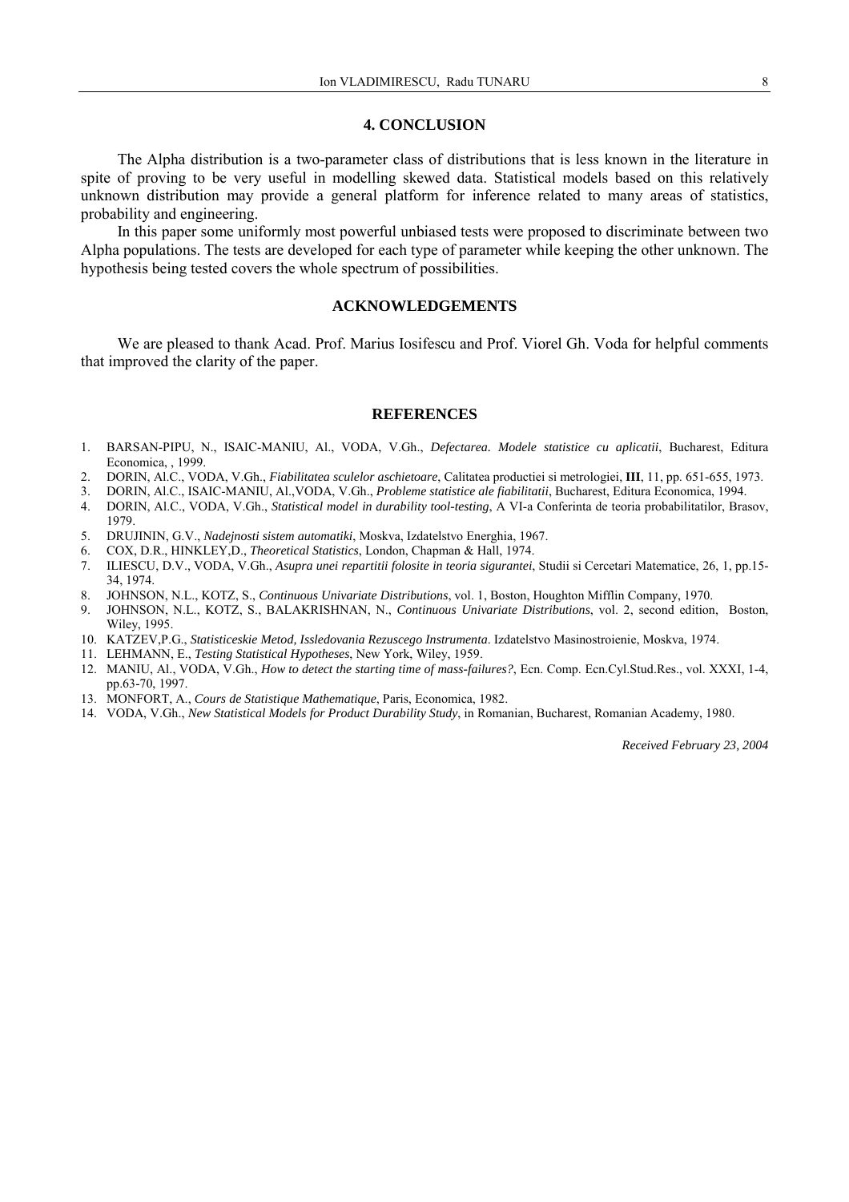## 4. CONCLUSION

The Alpha distribution is a two-parameter class of distributions that is less known in the literature in spite of proving to be very useful in modelling skewed data. Statistical models based on this relatively unknown distribution may provide a general platform for inference related to many areas of statistics, probability and engineering.

In this paper some uniformly most powerful unbiased tests were proposed to discriminate between two Alpha populations. The tests are developed for each type of parameter while keeping the other unknown. The hypothesis being tested covers the whole spectrum of possibilities.

## ACKNOWLEDGEMENTS

We are pleased to thank Acad. Prof. Marius Iosifescu and Prof. Viorel Gh. Voda for helpful comments that improved the clarity of the paper.

## REFERENCES

1. BARSAN-PIPU, N., ISAIC-MANIU, Al., VODA, V.Gh., *Defectarea. Modele statistice cu aplicatii*, Bucharest, Editura Economica, , 1999.
2. DORIN, Al.C., VODA, V.Gh., *Fiabilitatea sculelor aschietoare*, Calitatea productiei si metrologiei, **III**, 11, pp. 651-655, 1973.
3. DORIN, Al.C., ISAIC-MANIU, Al.,VODA, V.Gh., *Probleme statistice ale fiabilitatii*, Bucharest, Editura Economica, 1994.
4. DORIN, Al.C., VODA, V.Gh., *Statistical model in durability tool-testing*, A VI-a Conferinta de teoria probabilitatilor, Brasov, 1979.
5. DRUJININ, G.V., *Nadejnosti sistem automatiki*, Moskva, Izdatelstvo Energhia, 1967.
6. COX, D.R., HINKLEY,D., *Theoretical Statistics*, London, Chapman & Hall, 1974.
7. ILIESCU, D.V., VODA, V.Gh., *Asupra unei repartitii folosite in teoria sigurantei*, Studii si Cercetari Matematice, 26, 1, pp.15-34, 1974.
8. JOHNSON, N.L., KOTZ, S., *Continuous Univariate Distributions*, vol. 1, Boston, Houghton Mifflin Company, 1970.
9. JOHNSON, N.L., KOTZ, S., BALAKRISHNAN, N., *Continuous Univariate Distributions*, vol. 2, second edition, Boston, Wiley, 1995.
10. KATZEV,P.G., *Statisticeskie Metod, Issledovania Rezuscego Instrumenta*. Izdatelstvo Masinostroienie, Moskva, 1974.
11. LEHMANN, E., *Testing Statistical Hypotheses*, New York, Wiley, 1959.
12. MANIU, Al., VODA, V.Gh., *How to detect the starting time of mass-failures?*, Ecn. Comp. Ecn.Cyl.Stud.Res., vol. XXXI, 1-4, pp.63-70, 1997.
13. MONFORT, A., *Cours de Statistique Mathematique*, Paris, Economica, 1982.
14. VODA, V.Gh., *New Statistical Models for Product Durability Study*, in Romanian, Bucharest, Romanian Academy, 1980.

*Received February 23, 2004*